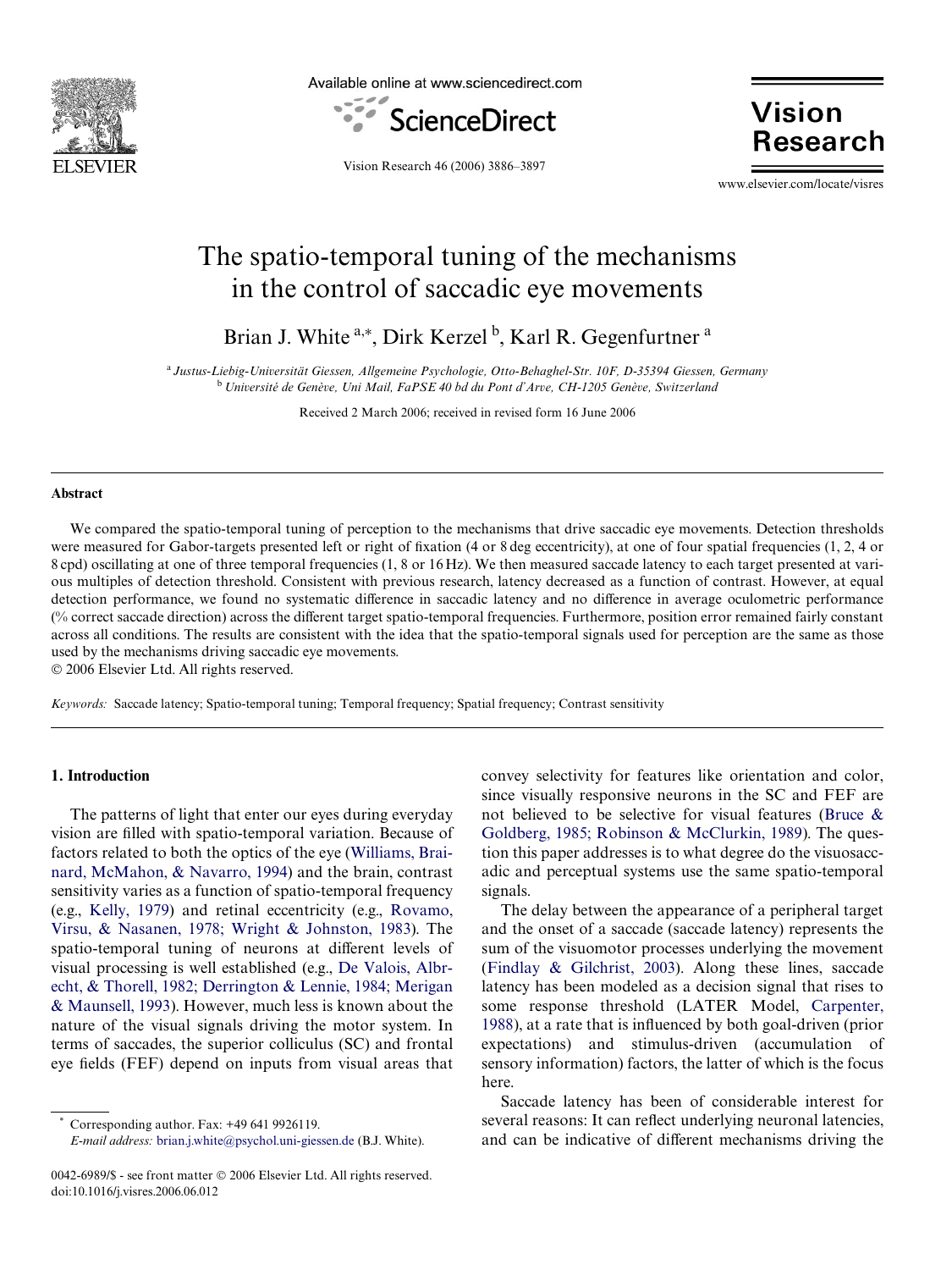# The spatio-temporal tuning of the mechanisms in the control of saccadic eye movements

Brian J. White [a,*], Dirk Kerzel [b], Karl R. Gegenfurtner [a]

[a] *Justus-Liebig-Universität Giessen, Allgemeine Psychologie, Otto-Behaghel-Str. 10F, D-35394 Giessen, Germany*
[b] *Université de Genève, Uni Mail, FaPSE 40 bd du Pont d'Arve, CH-1205 Genève, Switzerland*

Received 2 March 2006; received in revised form 16 June 2006

## Abstract

We compared the spatio-temporal tuning of perception to the mechanisms that drive saccadic eye movements. Detection thresholds were measured for Gabor-targets presented left or right of fixation (4 or 8 deg eccentricity), at one of four spatial frequencies (1, 2, 4 or 8 cpd) oscillating at one of three temporal frequencies (1, 8 or 16 Hz). We then measured saccade latency to each target presented at various multiples of detection threshold. Consistent with previous research, latency decreased as a function of contrast. However, at equal detection performance, we found no systematic difference in saccadic latency and no difference in average oculometric performance (% correct saccade direction) across the different target spatio-temporal frequencies. Furthermore, position error remained fairly constant across all conditions. The results are consistent with the idea that the spatio-temporal signals used for perception are the same as those used by the mechanisms driving saccadic eye movements.

© 2006 Elsevier Ltd. All rights reserved.

*Keywords:* Saccade latency; Spatio-temporal tuning; Temporal frequency; Spatial frequency; Contrast sensitivity

## 1. Introduction

The patterns of light that enter our eyes during everyday vision are filled with spatio-temporal variation. Because of factors related to both the optics of the eye (Williams, Brainard, McMahon, & Navarro, 1994) and the brain, contrast sensitivity varies as a function of spatio-temporal frequency (e.g., Kelly, 1979) and retinal eccentricity (e.g., Rovamo, Virsu, & Nasanen, 1978; Wright & Johnston, 1983). The spatio-temporal tuning of neurons at different levels of visual processing is well established (e.g., De Valois, Albrecht, & Thorell, 1982; Derrington & Lennie, 1984; Merigan & Maunsell, 1993). However, much less is known about the nature of the visual signals driving the motor system. In terms of saccades, the superior colliculus (SC) and frontal eye fields (FEF) depend on inputs from visual areas that convey selectivity for features like orientation and color, since visually responsive neurons in the SC and FEF are not believed to be selective for visual features (Bruce & Goldberg, 1985; Robinson & McClurkin, 1989). The question this paper addresses is to what degree do the visuosaccadic and perceptual systems use the same spatio-temporal signals.

The delay between the appearance of a peripheral target and the onset of a saccade (saccade latency) represents the sum of the visuomotor processes underlying the movement (Findlay & Gilchrist, 2003). Along these lines, saccade latency has been modeled as a decision signal that rises to some response threshold (LATER Model, Carpenter, 1988), at a rate that is influenced by both goal-driven (prior expectations) and stimulus-driven (accumulation of sensory information) factors, the latter of which is the focus here.

Saccade latency has been of considerable interest for several reasons: It can reflect underlying neuronal latencies, and can be indicative of different mechanisms driving the

* Corresponding author. Fax: +49 641 9926119.
*E-mail address:* brian.j.white@psychol.uni-giessen.de (B.J. White).

0042-6989/$ - see front matter © 2006 Elsevier Ltd. All rights reserved.
doi:10.1016/j.visres.2006.06.012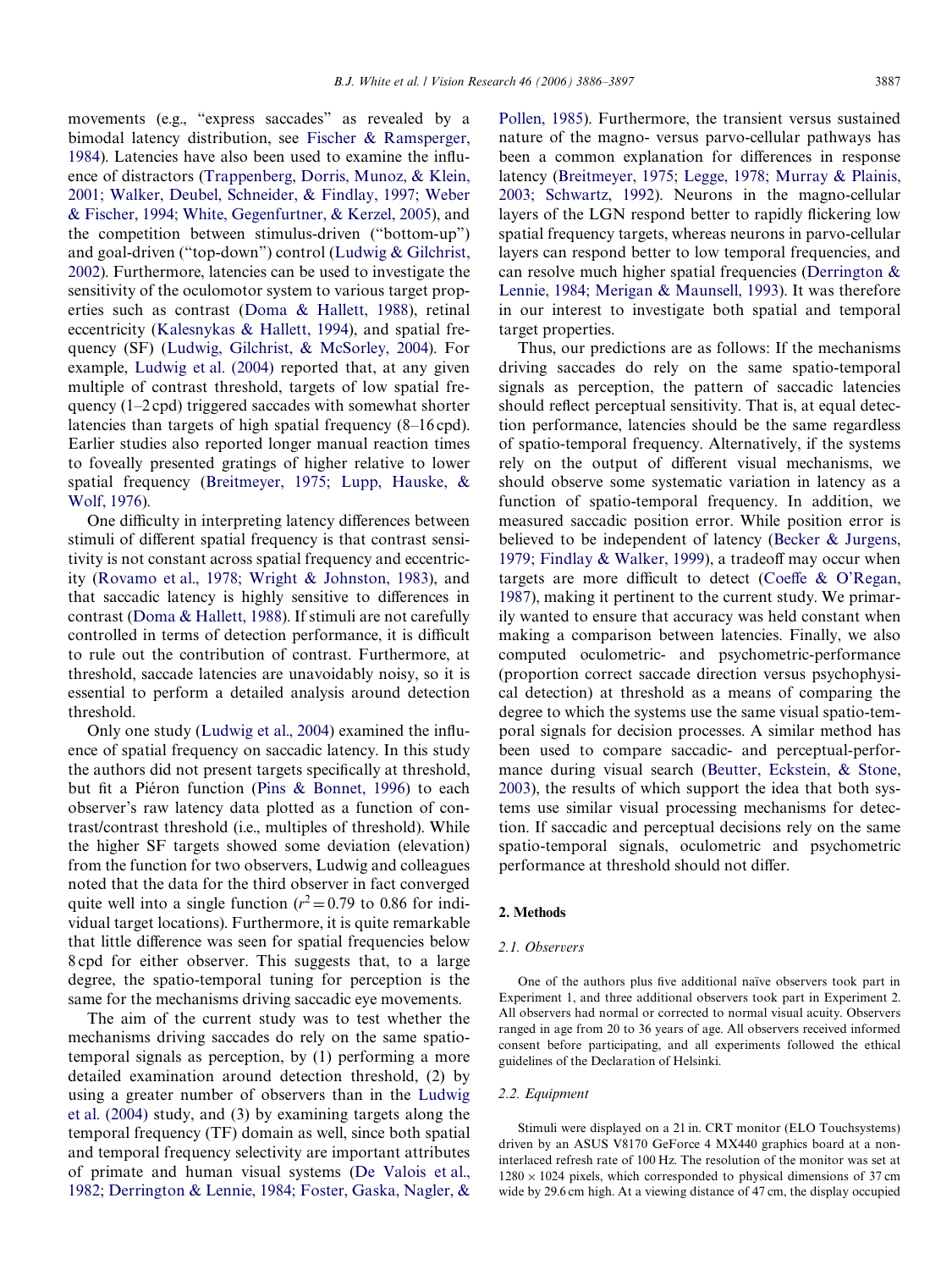movements (e.g., "express saccades" as revealed by a bimodal latency distribution, see Fischer & Ramsperger, 1984). Latencies have also been used to examine the influence of distractors (Trappenberg, Dorris, Munoz, & Klein, 2001; Walker, Deubel, Schneider, & Findlay, 1997; Weber & Fischer, 1994; White, Gegenfurtner, & Kerzel, 2005), and the competition between stimulus-driven ("bottom-up") and goal-driven ("top-down") control (Ludwig & Gilchrist, 2002). Furthermore, latencies can be used to investigate the sensitivity of the oculomotor system to various target properties such as contrast (Doma & Hallett, 1988), retinal eccentricity (Kalesnykas & Hallett, 1994), and spatial frequency (SF) (Ludwig, Gilchrist, & McSorley, 2004). For example, Ludwig et al. (2004) reported that, at any given multiple of contrast threshold, targets of low spatial frequency (1–2 cpd) triggered saccades with somewhat shorter latencies than targets of high spatial frequency (8–16 cpd). Earlier studies also reported longer manual reaction times to foveally presented gratings of higher relative to lower spatial frequency (Breitmeyer, 1975; Lupp, Hauske, & Wolf, 1976).

One difficulty in interpreting latency differences between stimuli of different spatial frequency is that contrast sensitivity is not constant across spatial frequency and eccentricity (Rovamo et al., 1978; Wright & Johnston, 1983), and that saccadic latency is highly sensitive to differences in contrast (Doma & Hallett, 1988). If stimuli are not carefully controlled in terms of detection performance, it is difficult to rule out the contribution of contrast. Furthermore, at threshold, saccade latencies are unavoidably noisy, so it is essential to perform a detailed analysis around detection threshold.

Only one study (Ludwig et al., 2004) examined the influence of spatial frequency on saccadic latency. In this study the authors did not present targets specifically at threshold, but fit a Piéron function (Pins & Bonnet, 1996) to each observer's raw latency data plotted as a function of contrast/contrast threshold (i.e., multiples of threshold). While the higher SF targets showed some deviation (elevation) from the function for two observers, Ludwig and colleagues noted that the data for the third observer in fact converged quite well into a single function ($r^2 = 0.79$ to 0.86 for individual target locations). Furthermore, it is quite remarkable that little difference was seen for spatial frequencies below 8 cpd for either observer. This suggests that, to a large degree, the spatio-temporal tuning for perception is the same for the mechanisms driving saccadic eye movements.

The aim of the current study was to test whether the mechanisms driving saccades do rely on the same spatio-temporal signals as perception, by (1) performing a more detailed examination around detection threshold, (2) by using a greater number of observers than in the Ludwig et al. (2004) study, and (3) by examining targets along the temporal frequency (TF) domain as well, since both spatial and temporal frequency selectivity are important attributes of primate and human visual systems (De Valois et al., 1982; Derrington & Lennie, 1984; Foster, Gaska, Nagler, & Pollen, 1985). Furthermore, the transient versus sustained nature of the magno- versus parvo-cellular pathways has been a common explanation for differences in response latency (Breitmeyer, 1975; Legge, 1978; Murray & Plainis, 2003; Schwartz, 1992). Neurons in the magno-cellular layers of the LGN respond better to rapidly flickering low spatial frequency targets, whereas neurons in parvo-cellular layers can respond better to low temporal frequencies, and can resolve much higher spatial frequencies (Derrington & Lennie, 1984; Merigan & Maunsell, 1993). It was therefore in our interest to investigate both spatial and temporal target properties.

Thus, our predictions are as follows: If the mechanisms driving saccades do rely on the same spatio-temporal signals as perception, the pattern of saccadic latencies should reflect perceptual sensitivity. That is, at equal detection performance, latencies should be the same regardless of spatio-temporal frequency. Alternatively, if the systems rely on the output of different visual mechanisms, we should observe some systematic variation in latency as a function of spatio-temporal frequency. In addition, we measured saccadic position error. While position error is believed to be independent of latency (Becker & Jurgens, 1979; Findlay & Walker, 1999), a tradeoff may occur when targets are more difficult to detect (Coeffe & O'Regan, 1987), making it pertinent to the current study. We primarily wanted to ensure that accuracy was held constant when making a comparison between latencies. Finally, we also computed oculometric- and psychometric-performance (proportion correct saccade direction versus psychophysical detection) at threshold as a means of comparing the degree to which the systems use the same visual spatio-temporal signals for decision processes. A similar method has been used to compare saccadic- and perceptual-performance during visual search (Beutter, Eckstein, & Stone, 2003), the results of which support the idea that both systems use similar visual processing mechanisms for detection. If saccadic and perceptual decisions rely on the same spatio-temporal signals, oculometric and psychometric performance at threshold should not differ.

## 2. Methods

### 2.1. Observers

One of the authors plus five additional naïve observers took part in Experiment 1, and three additional observers took part in Experiment 2. All observers had normal or corrected to normal visual acuity. Observers ranged in age from 20 to 36 years of age. All observers received informed consent before participating, and all experiments followed the ethical guidelines of the Declaration of Helsinki.

### 2.2. Equipment

Stimuli were displayed on a 21 in. CRT monitor (ELO Touchsystems) driven by an ASUS V8170 GeForce 4 MX440 graphics board at a non-interlaced refresh rate of 100 Hz. The resolution of the monitor was set at 1280 × 1024 pixels, which corresponded to physical dimensions of 37 cm wide by 29.6 cm high. At a viewing distance of 47 cm, the display occupied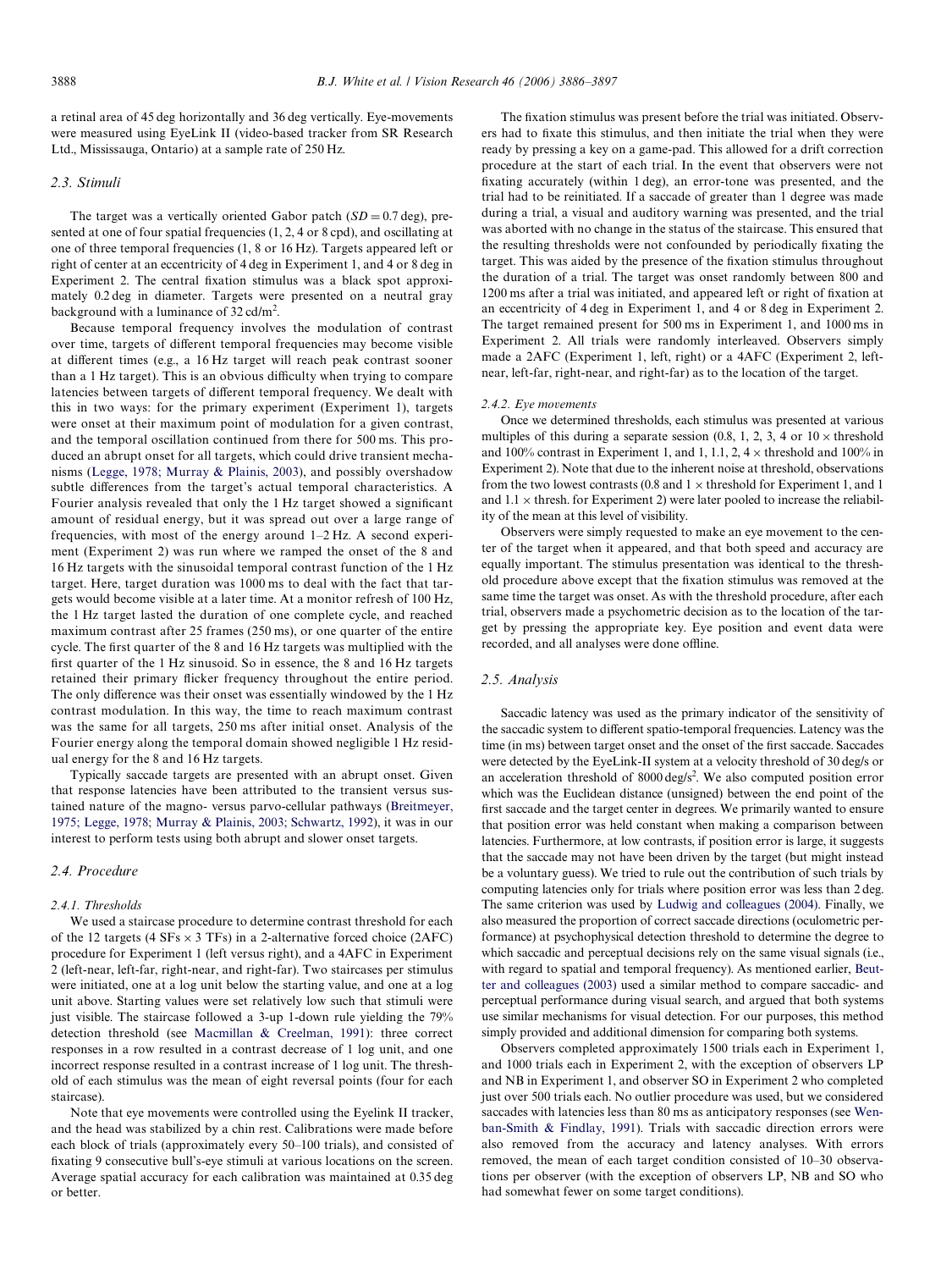a retinal area of 45 deg horizontally and 36 deg vertically. Eye-movements were measured using EyeLink II (video-based tracker from SR Research Ltd., Mississauga, Ontario) at a sample rate of 250 Hz.

### 2.3. Stimuli

The target was a vertically oriented Gabor patch ($SD = 0.7$ deg), presented at one of four spatial frequencies (1, 2, 4 or 8 cpd), and oscillating at one of three temporal frequencies (1, 8 or 16 Hz). Targets appeared left or right of center at an eccentricity of 4 deg in Experiment 1, and 4 or 8 deg in Experiment 2. The central fixation stimulus was a black spot approximately 0.2 deg in diameter. Targets were presented on a neutral gray background with a luminance of 32 cd/m$^2$.

Because temporal frequency involves the modulation of contrast over time, targets of different temporal frequencies may become visible at different times (e.g., a 16 Hz target will reach peak contrast sooner than a 1 Hz target). This is an obvious difficulty when trying to compare latencies between targets of different temporal frequency. We dealt with this in two ways: for the primary experiment (Experiment 1), targets were onset at their maximum point of modulation for a given contrast, and the temporal oscillation continued from there for 500 ms. This produced an abrupt onset for all targets, which could drive transient mechanisms (Legge, 1978; Murray & Plainis, 2003), and possibly overshadow subtle differences from the target's actual temporal characteristics. A Fourier analysis revealed that only the 1 Hz target showed a significant amount of residual energy, but it was spread out over a large range of frequencies, with most of the energy around 1–2 Hz. A second experiment (Experiment 2) was run where we ramped the onset of the 8 and 16 Hz targets with the sinusoidal temporal contrast function of the 1 Hz target. Here, target duration was 1000 ms to deal with the fact that targets would become visible at a later time. At a monitor refresh of 100 Hz, the 1 Hz target lasted the duration of one complete cycle, and reached maximum contrast after 25 frames (250 ms), or one quarter of the entire cycle. The first quarter of the 8 and 16 Hz targets was multiplied with the first quarter of the 1 Hz sinusoid. So in essence, the 8 and 16 Hz targets retained their primary flicker frequency throughout the entire period. The only difference was their onset was essentially windowed by the 1 Hz contrast modulation. In this way, the time to reach maximum contrast was the same for all targets, 250 ms after initial onset. Analysis of the Fourier energy along the temporal domain showed negligible 1 Hz residual energy for the 8 and 16 Hz targets.

Typically saccade targets are presented with an abrupt onset. Given that response latencies have been attributed to the transient versus sustained nature of the magno- versus parvo-cellular pathways (Breitmeyer, 1975; Legge, 1978; Murray & Plainis, 2003; Schwartz, 1992), it was in our interest to perform tests using both abrupt and slower onset targets.

### 2.4. Procedure

#### 2.4.1. Thresholds

We used a staircase procedure to determine contrast threshold for each of the 12 targets (4 SFs × 3 TFs) in a 2-alternative forced choice (2AFC) procedure for Experiment 1 (left versus right), and a 4AFC in Experiment 2 (left-near, left-far, right-near, and right-far). Two staircases per stimulus were initiated, one at a log unit below the starting value, and one at a log unit above. Starting values were set relatively low such that stimuli were just visible. The staircase followed a 3-up 1-down rule yielding the 79% detection threshold (see Macmillan & Creelman, 1991): three correct responses in a row resulted in a contrast decrease of 1 log unit, and one incorrect response resulted in a contrast increase of 1 log unit. The threshold of each stimulus was the mean of eight reversal points (four for each staircase).

Note that eye movements were controlled using the Eyelink II tracker, and the head was stabilized by a chin rest. Calibrations were made before each block of trials (approximately every 50–100 trials), and consisted of fixating 9 consecutive bull's-eye stimuli at various locations on the screen. Average spatial accuracy for each calibration was maintained at 0.35 deg or better.

The fixation stimulus was present before the trial was initiated. Observers had to fixate this stimulus, and then initiate the trial when they were ready by pressing a key on a game-pad. This allowed for a drift correction procedure at the start of each trial. In the event that observers were not fixating accurately (within 1 deg), an error-tone was presented, and the trial had to be reinitiated. If a saccade of greater than 1 degree was made during a trial, a visual and auditory warning was presented, and the trial was aborted with no change in the status of the staircase. This ensured that the resulting thresholds were not confounded by periodically fixating the target. This was aided by the presence of the fixation stimulus throughout the duration of a trial. The target was onset randomly between 800 and 1200 ms after a trial was initiated, and appeared left or right of fixation at an eccentricity of 4 deg in Experiment 1, and 4 or 8 deg in Experiment 2. The target remained present for 500 ms in Experiment 1, and 1000 ms in Experiment 2. All trials were randomly interleaved. Observers simply made a 2AFC (Experiment 1, left, right) or a 4AFC (Experiment 2, left-near, left-far, right-near, and right-far) as to the location of the target.

#### 2.4.2. Eye movements

Once we determined thresholds, each stimulus was presented at various multiples of this during a separate session (0.8, 1, 2, 3, 4 or 10 × threshold and 100% contrast in Experiment 1, and 1, 1.1, 2, 4 × threshold and 100% in Experiment 2). Note that due to the inherent noise at threshold, observations from the two lowest contrasts (0.8 and 1 × threshold for Experiment 1, and 1 and 1.1 × thresh. for Experiment 2) were later pooled to increase the reliability of the mean at this level of visibility.

Observers were simply requested to make an eye movement to the center of the target when it appeared, and that both speed and accuracy are equally important. The stimulus presentation was identical to the threshold procedure above except that the fixation stimulus was removed at the same time the target was onset. As with the threshold procedure, after each trial, observers made a psychometric decision as to the location of the target by pressing the appropriate key. Eye position and event data were recorded, and all analyses were done offline.

### 2.5. Analysis

Saccadic latency was used as the primary indicator of the sensitivity of the saccadic system to different spatio-temporal frequencies. Latency was the time (in ms) between target onset and the onset of the first saccade. Saccades were detected by the EyeLink-II system at a velocity threshold of 30 deg/s or an acceleration threshold of 8000 deg/s$^2$. We also computed position error which was the Euclidean distance (unsigned) between the end point of the first saccade and the target center in degrees. We primarily wanted to ensure that position error was held constant when making a comparison between latencies. Furthermore, at low contrasts, if position error is large, it suggests that the saccade may not have been driven by the target (but might instead be a voluntary guess). We tried to rule out the contribution of such trials by computing latencies only for trials where position error was less than 2 deg. The same criterion was used by Ludwig and colleagues (2004). Finally, we also measured the proportion of correct saccade directions (oculometric performance) at psychophysical detection threshold to determine the degree to which saccadic and perceptual decisions rely on the same visual signals (i.e., with regard to spatial and temporal frequency). As mentioned earlier, Beutter and colleagues (2003) used a similar method to compare saccadic- and perceptual performance during visual search, and argued that both systems use similar mechanisms for visual detection. For our purposes, this method simply provided and additional dimension for comparing both systems.

Observers completed approximately 1500 trials each in Experiment 1, and 1000 trials each in Experiment 2, with the exception of observers LP and NB in Experiment 1, and observer SO in Experiment 2 who completed just over 500 trials each. No outlier procedure was used, but we considered saccades with latencies less than 80 ms as anticipatory responses (see Wenban-Smith & Findlay, 1991). Trials with saccadic direction errors were also removed from the accuracy and latency analyses. With errors removed, the mean of each target condition consisted of 10–30 observations per observer (with the exception of observers LP, NB and SO who had somewhat fewer on some target conditions).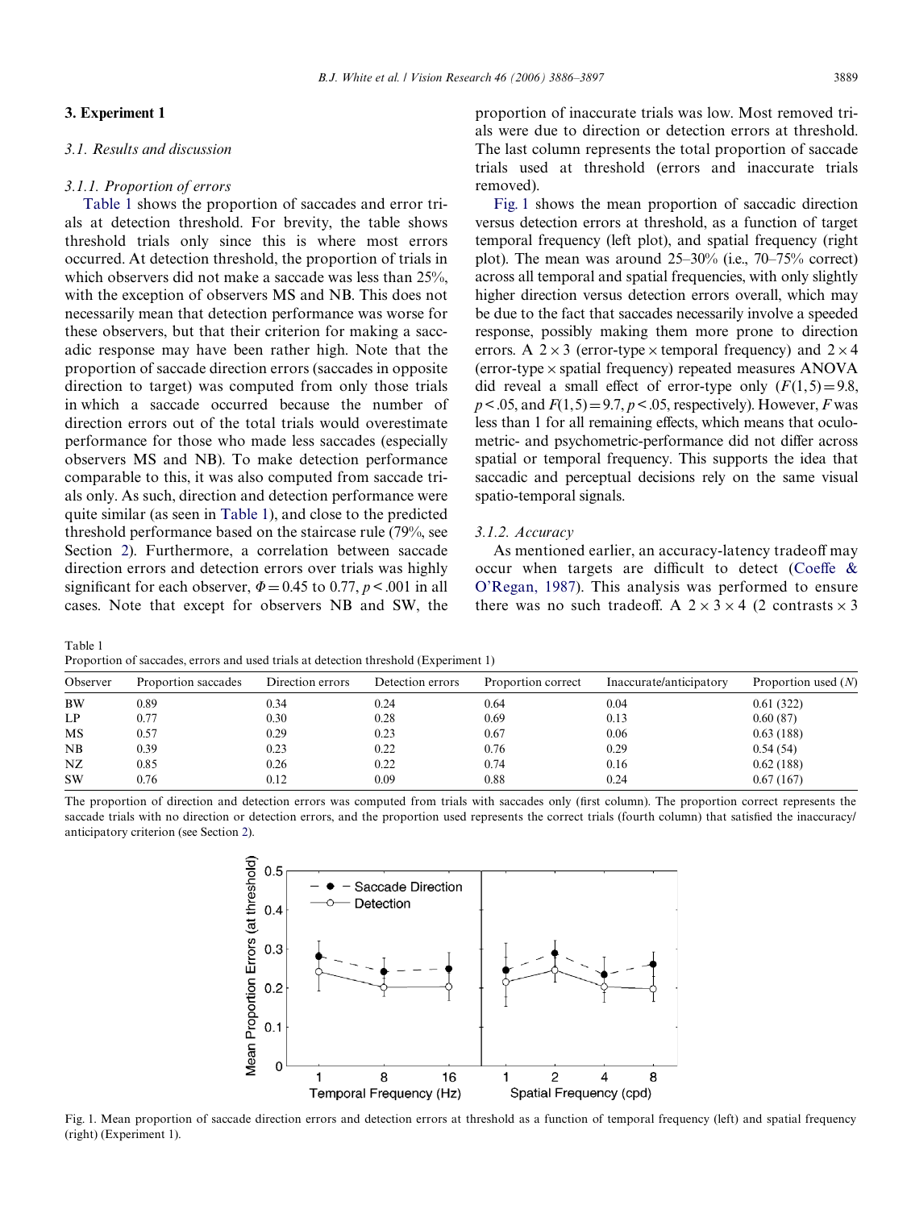## 3. Experiment 1

### 3.1. Results and discussion

#### 3.1.1. Proportion of errors

Table 1 shows the proportion of saccades and error trials at detection threshold. For brevity, the table shows threshold trials only since this is where most errors occurred. At detection threshold, the proportion of trials in which observers did not make a saccade was less than 25%, with the exception of observers MS and NB. This does not necessarily mean that detection performance was worse for these observers, but that their criterion for making a saccadic response may have been rather high. Note that the proportion of saccade direction errors (saccades in opposite direction to target) was computed from only those trials in which a saccade occurred because the number of direction errors out of the total trials would overestimate performance for those who made less saccades (especially observers MS and NB). To make detection performance comparable to this, it was also computed from saccade trials only. As such, direction and detection performance were quite similar (as seen in Table 1), and close to the predicted threshold performance based on the staircase rule (79%, see Section 2). Furthermore, a correlation between saccade direction errors and detection errors over trials was highly significant for each observer, $\Phi = 0.45$ to $0.77$, $p < .001$ in all cases. Note that except for observers NB and SW, the proportion of inaccurate trials was low. Most removed trials were due to direction or detection errors at threshold. The last column represents the total proportion of saccade trials used at threshold (errors and inaccurate trials removed).

Fig. 1 shows the mean proportion of saccadic direction versus detection errors at threshold, as a function of target temporal frequency (left plot), and spatial frequency (right plot). The mean was around 25–30% (i.e., 70–75% correct) across all temporal and spatial frequencies, with only slightly higher direction versus detection errors overall, which may be due to the fact that saccades necessarily involve a speeded response, possibly making them more prone to direction errors. A $2 \times 3$ (error-type $\times$ temporal frequency) and $2 \times 4$ (error-type $\times$ spatial frequency) repeated measures ANOVA did reveal a small effect of error-type only ($F(1,5) = 9.8$, $p < .05$, and $F(1,5) = 9.7$, $p < .05$, respectively). However, $F$ was less than 1 for all remaining effects, which means that oculometric- and psychometric-performance did not differ across spatial or temporal frequency. This supports the idea that saccadic and perceptual decisions rely on the same visual spatio-temporal signals.

#### 3.1.2. Accuracy

As mentioned earlier, an accuracy-latency tradeoff may occur when targets are difficult to detect (Coeffe & O'Regan, 1987). This analysis was performed to ensure there was no such tradeoff. A $2 \times 3 \times 4$ (2 contrasts $\times$ 3

Table 1
Proportion of saccades, errors and used trials at detection threshold (Experiment 1)

| Observer | Proportion saccades | Direction errors | Detection errors | Proportion correct | Inaccurate/anticipatory | Proportion used ($N$) |
|---|---|---|---|---|---|---|
| BW | 0.89 | 0.34 | 0.24 | 0.64 | 0.04 | 0.61 (322) |
| LP | 0.77 | 0.30 | 0.28 | 0.69 | 0.13 | 0.60 (87) |
| MS | 0.57 | 0.29 | 0.23 | 0.67 | 0.06 | 0.63 (188) |
| NB | 0.39 | 0.23 | 0.22 | 0.76 | 0.29 | 0.54 (54) |
| NZ | 0.85 | 0.26 | 0.22 | 0.74 | 0.16 | 0.62 (188) |
| SW | 0.76 | 0.12 | 0.09 | 0.88 | 0.24 | 0.67 (167) |

The proportion of direction and detection errors was computed from trials with saccades only (first column). The proportion correct represents the saccade trials with no direction or detection errors, and the proportion used represents the correct trials (fourth column) that satisfied the inaccuracy/anticipatory criterion (see Section 2).

Fig. 1. Mean proportion of saccade direction errors and detection errors at threshold as a function of temporal frequency (left) and spatial frequency (right) (Experiment 1).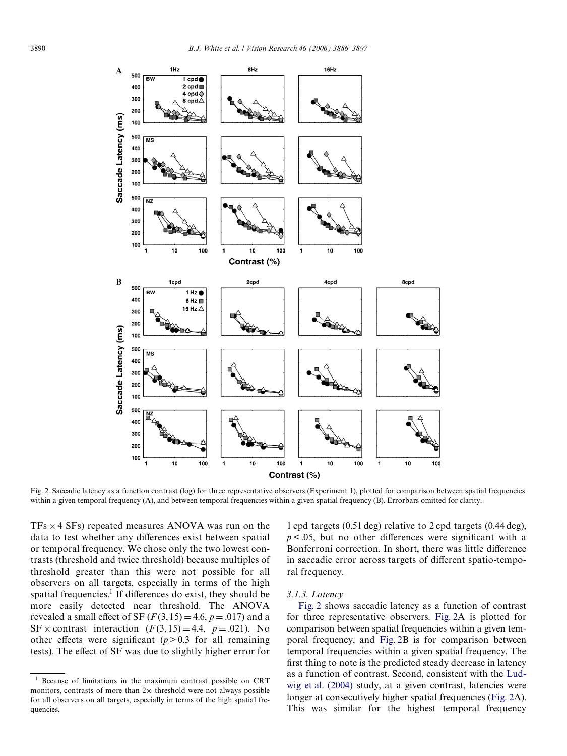Fig. 2. Saccadic latency as a function contrast (log) for three representative observers (Experiment 1), plotted for comparison between spatial frequencies within a given temporal frequency (A), and between temporal frequencies within a given spatial frequency (B). Errorbars omitted for clarity.

TFs × 4 SFs) repeated measures ANOVA was run on the data to test whether any differences exist between spatial or temporal frequency. We chose only the two lowest contrasts (threshold and twice threshold) because multiples of threshold greater than this were not possible for all observers on all targets, especially in terms of the high spatial frequencies.[1] If differences do exist, they should be more easily detected near threshold. The ANOVA revealed a small effect of SF ($F(3, 15) = 4.6$, $p = .017$) and a SF × contrast interaction ($F(3, 15) = 4.4$, $p = .021$). No other effects were significant ($p > 0.3$ for all remaining tests). The effect of SF was due to slightly higher error for 1 cpd targets (0.51 deg) relative to 2 cpd targets (0.44 deg), $p < .05$, but no other differences were significant with a Bonferroni correction. In short, there was little difference in saccadic error across targets of different spatio-temporal frequency.

### 3.1.3. Latency

Fig. 2 shows saccadic latency as a function of contrast for three representative observers. Fig. 2A is plotted for comparison between spatial frequencies within a given temporal frequency, and Fig. 2B is for comparison between temporal frequencies within a given spatial frequency. The first thing to note is the predicted steady decrease in latency as a function of contrast. Second, consistent with the Ludwig et al. (2004) study, at a given contrast, latencies were longer at consecutively higher spatial frequencies (Fig. 2A). This was similar for the highest temporal frequency

[1] Because of limitations in the maximum contrast possible on CRT monitors, contrasts of more than 2× threshold were not always possible for all observers on all targets, especially in terms of the high spatial frequencies.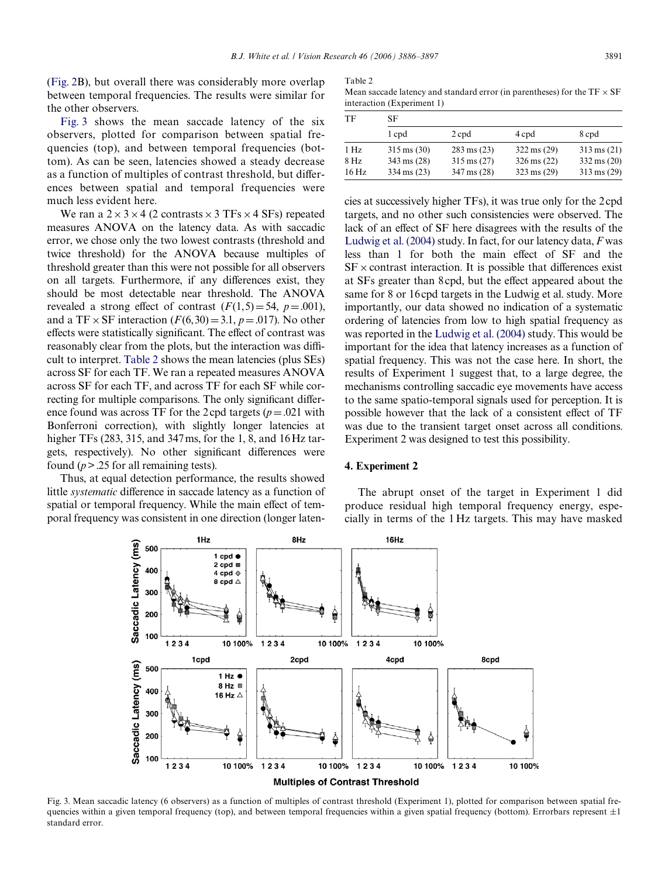(Fig. 2B), but overall there was considerably more overlap between temporal frequencies. The results were similar for the other observers.

Fig. 3 shows the mean saccade latency of the six observers, plotted for comparison between spatial frequencies (top), and between temporal frequencies (bottom). As can be seen, latencies showed a steady decrease as a function of multiples of contrast threshold, but differences between spatial and temporal frequencies were much less evident here.

We ran a $2 \times 3 \times 4$ (2 contrasts × 3 TFs × 4 SFs) repeated measures ANOVA on the latency data. As with saccadic error, we chose only the two lowest contrasts (threshold and twice threshold) for the ANOVA because multiples of threshold greater than this were not possible for all observers on all targets. Furthermore, if any differences exist, they should be most detectable near threshold. The ANOVA revealed a strong effect of contrast ($F(1,5) = 54$, $p = .001$), and a TF × SF interaction ($F(6,30) = 3.1$, $p = .017$). No other effects were statistically significant. The effect of contrast was reasonably clear from the plots, but the interaction was difficult to interpret. Table 2 shows the mean latencies (plus SEs) across SF for each TF. We ran a repeated measures ANOVA across SF for each TF, and across TF for each SF while correcting for multiple comparisons. The only significant difference found was across TF for the 2 cpd targets ($p = .021$ with Bonferroni correction), with slightly longer latencies at higher TFs (283, 315, and 347 ms, for the 1, 8, and 16 Hz targets, respectively). No other significant differences were found ($p > .25$ for all remaining tests).

Thus, at equal detection performance, the results showed little *systematic* difference in saccade latency as a function of spatial or temporal frequency. While the main effect of temporal frequency was consistent in one direction (longer latencies at successively higher TFs), it was true only for the 2 cpd targets, and no other such consistencies were observed. The lack of an effect of SF here disagrees with the results of the Ludwig et al. (2004) study. In fact, for our latency data, $F$ was less than 1 for both the main effect of SF and the SF × contrast interaction. It is possible that differences exist at SFs greater than 8 cpd, but the effect appeared about the same for 8 or 16 cpd targets in the Ludwig et al. study. More importantly, our data showed no indication of a systematic ordering of latencies from low to high spatial frequency as was reported in the Ludwig et al. (2004) study. This would be important for the idea that latency increases as a function of spatial frequency. This was not the case here. In short, the results of Experiment 1 suggest that, to a large degree, the mechanisms controlling saccadic eye movements have access to the same spatio-temporal signals used for perception. It is possible however that the lack of a consistent effect of TF was due to the transient target onset across all conditions. Experiment 2 was designed to test this possibility.

Table 2
Mean saccade latency and standard error (in parentheses) for the TF × SF interaction (Experiment 1)

| TF | SF | | | |
|---|---|---|---|---|
| | 1 cpd | 2 cpd | 4 cpd | 8 cpd |
| 1 Hz | 315 ms (30) | 283 ms (23) | 322 ms (29) | 313 ms (21) |
| 8 Hz | 343 ms (28) | 315 ms (27) | 326 ms (22) | 332 ms (20) |
| 16 Hz | 334 ms (23) | 347 ms (28) | 323 ms (29) | 313 ms (29) |

## 4. Experiment 2

The abrupt onset of the target in Experiment 1 did produce residual high temporal frequency energy, especially in terms of the 1 Hz targets. This may have masked

Fig. 3. Mean saccadic latency (6 observers) as a function of multiples of contrast threshold (Experiment 1), plotted for comparison between spatial frequencies within a given temporal frequency (top), and between temporal frequencies within a given spatial frequency (bottom). Errorbars represent ±1 standard error.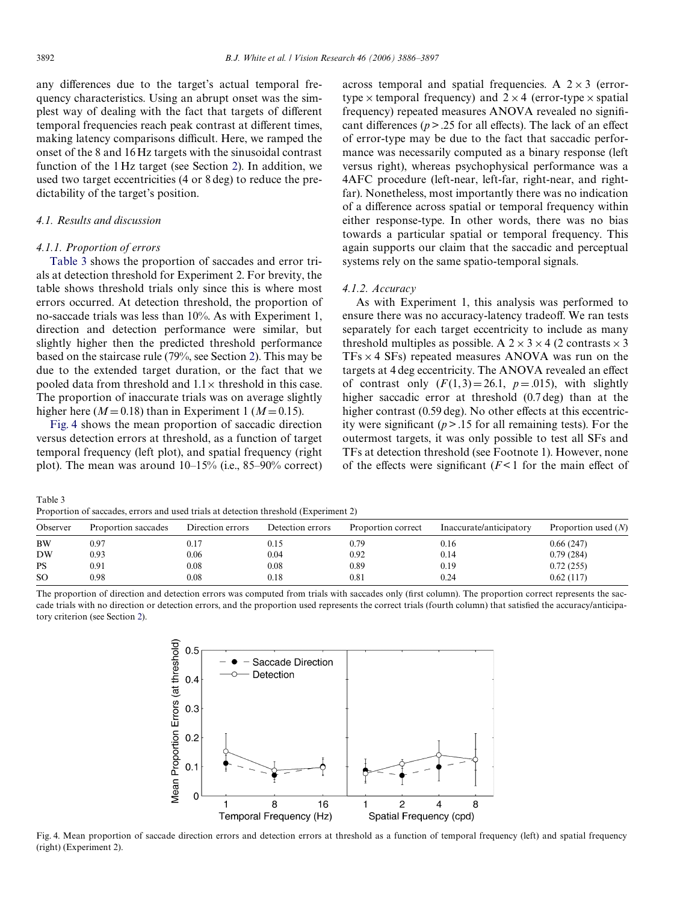any differences due to the target's actual temporal frequency characteristics. Using an abrupt onset was the simplest way of dealing with the fact that targets of different temporal frequencies reach peak contrast at different times, making latency comparisons difficult. Here, we ramped the onset of the 8 and 16 Hz targets with the sinusoidal contrast function of the 1 Hz target (see Section 2). In addition, we used two target eccentricities (4 or 8 deg) to reduce the predictability of the target's position.

### 4.1. Results and discussion

#### 4.1.1. Proportion of errors

Table 3 shows the proportion of saccades and error trials at detection threshold for Experiment 2. For brevity, the table shows threshold trials only since this is where most errors occurred. At detection threshold, the proportion of no-saccade trials was less than 10%. As with Experiment 1, direction and detection performance were similar, but slightly higher then the predicted threshold performance based on the staircase rule (79%, see Section 2). This may be due to the extended target duration, or the fact that we pooled data from threshold and 1.1× threshold in this case. The proportion of inaccurate trials was on average slightly higher here ($M = 0.18$) than in Experiment 1 ($M = 0.15$).

Fig. 4 shows the mean proportion of saccadic direction versus detection errors at threshold, as a function of target temporal frequency (left plot), and spatial frequency (right plot). The mean was around 10–15% (i.e., 85–90% correct) across temporal and spatial frequencies. A 2 × 3 (error-type × temporal frequency) and 2 × 4 (error-type × spatial frequency) repeated measures ANOVA revealed no significant differences ($p > .25$ for all effects). The lack of an effect of error-type may be due to the fact that saccadic performance was necessarily computed as a binary response (left versus right), whereas psychophysical performance was a 4AFC procedure (left-near, left-far, right-near, and right-far). Nonetheless, most importantly there was no indication of a difference across spatial or temporal frequency within either response-type. In other words, there was no bias towards a particular spatial or temporal frequency. This again supports our claim that the saccadic and perceptual systems rely on the same spatio-temporal signals.

#### 4.1.2. Accuracy

As with Experiment 1, this analysis was performed to ensure there was no accuracy-latency tradeoff. We ran tests separately for each target eccentricity to include as many threshold multiples as possible. A 2 × 3 × 4 (2 contrasts × 3 TFs × 4 SFs) repeated measures ANOVA was run on the targets at 4 deg eccentricity. The ANOVA revealed an effect of contrast only ($F(1,3) = 26.1$, $p = .015$), with slightly higher saccadic error at threshold (0.7 deg) than at the higher contrast (0.59 deg). No other effects at this eccentricity were significant ($p > .15$ for all remaining tests). For the outermost targets, it was only possible to test all SFs and TFs at detection threshold (see Footnote 1). However, none of the effects were significant ($F < 1$ for the main effect of

Table 3
Proportion of saccades, errors and used trials at detection threshold (Experiment 2)

| Observer | Proportion saccades | Direction errors | Detection errors | Proportion correct | Inaccurate/anticipatory | Proportion used (N) |
|---|---|---|---|---|---|---|
| BW | 0.97 | 0.17 | 0.15 | 0.79 | 0.16 | 0.66 (247) |
| DW | 0.93 | 0.06 | 0.04 | 0.92 | 0.14 | 0.79 (284) |
| PS | 0.91 | 0.08 | 0.08 | 0.89 | 0.19 | 0.72 (255) |
| SO | 0.98 | 0.08 | 0.18 | 0.81 | 0.24 | 0.62 (117) |

The proportion of direction and detection errors was computed from trials with saccades only (first column). The proportion correct represents the saccade trials with no direction or detection errors, and the proportion used represents the correct trials (fourth column) that satisfied the accuracy/anticipatory criterion (see Section 2).

Fig. 4. Mean proportion of saccade direction errors and detection errors at threshold as a function of temporal frequency (left) and spatial frequency (right) (Experiment 2).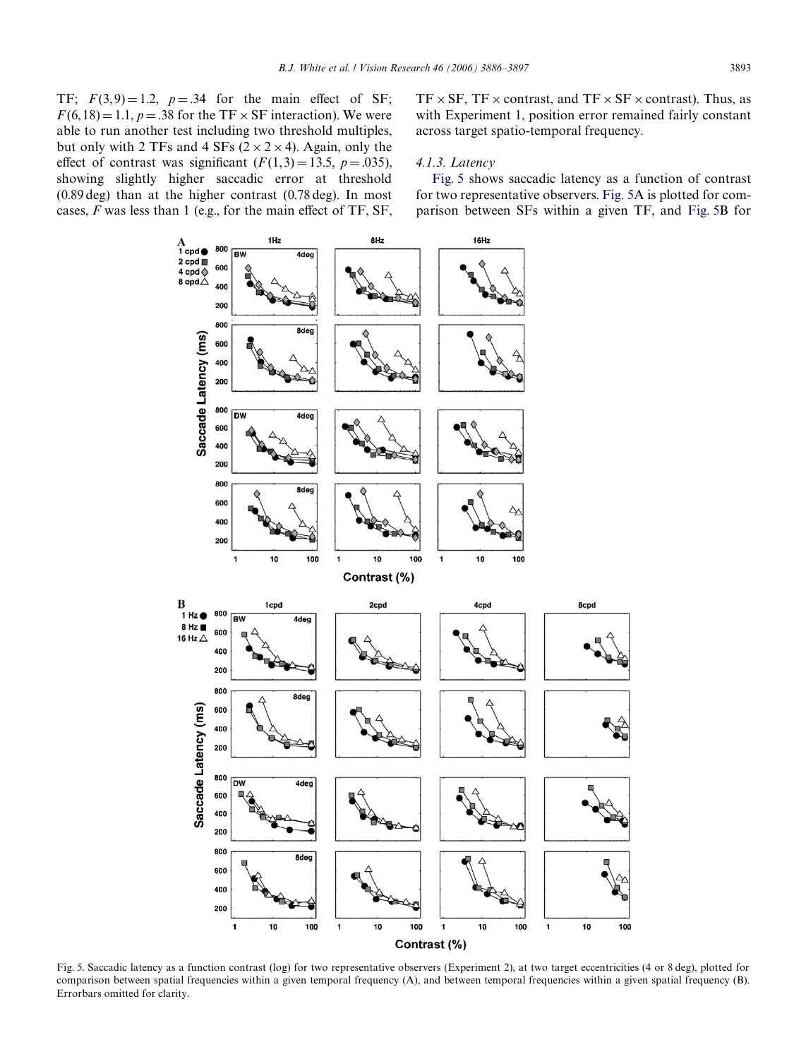TF; $F(3,9) = 1.2$, $p = .34$ for the main effect of SF; $F(6,18) = 1.1$, $p = .38$ for the TF × SF interaction). We were able to run another test including two threshold multiples, but only with 2 TFs and 4 SFs ($2 \times 2 \times 4$). Again, only the effect of contrast was significant ($F(1,3) = 13.5$, $p = .035$), showing slightly higher saccadic error at threshold (0.89 deg) than at the higher contrast (0.78 deg). In most cases, $F$ was less than 1 (e.g., for the main effect of TF, SF, TF × SF, TF × contrast, and TF × SF × contrast). Thus, as with Experiment 1, position error remained fairly constant across target spatio-temporal frequency.

#### 4.1.3. Latency

Fig. 5 shows saccadic latency as a function of contrast for two representative observers. Fig. 5A is plotted for comparison between SFs within a given TF, and Fig. 5B for

Fig. 5. Saccadic latency as a function contrast (log) for two representative observers (Experiment 2), at two target eccentricities (4 or 8 deg), plotted for comparison between spatial frequencies within a given temporal frequency (A), and between temporal frequencies within a given spatial frequency (B). Errorbars omitted for clarity.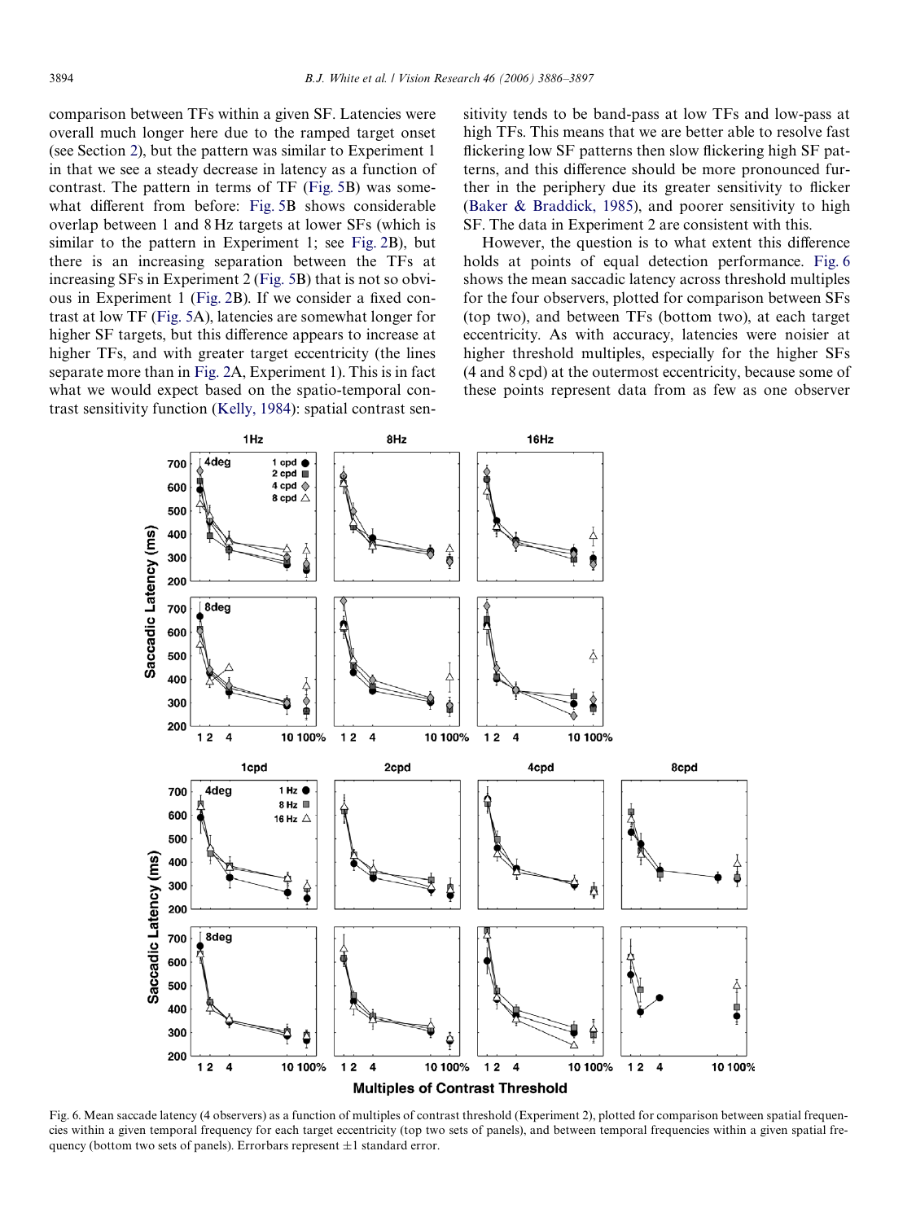comparison between TFs within a given SF. Latencies were overall much longer here due to the ramped target onset (see Section 2), but the pattern was similar to Experiment 1 in that we see a steady decrease in latency as a function of contrast. The pattern in terms of TF (Fig. 5B) was somewhat different from before: Fig. 5B shows considerable overlap between 1 and 8 Hz targets at lower SFs (which is similar to the pattern in Experiment 1; see Fig. 2B), but there is an increasing separation between the TFs at increasing SFs in Experiment 2 (Fig. 5B) that is not so obvious in Experiment 1 (Fig. 2B). If we consider a fixed contrast at low TF (Fig. 5A), latencies are somewhat longer for higher SF targets, but this difference appears to increase at higher TFs, and with greater target eccentricity (the lines separate more than in Fig. 2A, Experiment 1). This is in fact what we would expect based on the spatio-temporal contrast sensitivity function (Kelly, 1984): spatial contrast sensitivity tends to be band-pass at low TFs and low-pass at high TFs. This means that we are better able to resolve fast flickering low SF patterns then slow flickering high SF patterns, and this difference should be more pronounced further in the periphery due its greater sensitivity to flicker (Baker & Braddick, 1985), and poorer sensitivity to high SF. The data in Experiment 2 are consistent with this.

However, the question is to what extent this difference holds at points of equal detection performance. Fig. 6 shows the mean saccadic latency across threshold multiples for the four observers, plotted for comparison between SFs (top two), and between TFs (bottom two), at each target eccentricity. As with accuracy, latencies were noisier at higher threshold multiples, especially for the higher SFs (4 and 8 cpd) at the outermost eccentricity, because some of these points represent data from as few as one observer

Fig. 6. Mean saccade latency (4 observers) as a function of multiples of contrast threshold (Experiment 2), plotted for comparison between spatial frequencies within a given temporal frequency for each target eccentricity (top two sets of panels), and between temporal frequencies within a given spatial frequency (bottom two sets of panels). Errorbars represent ±1 standard error.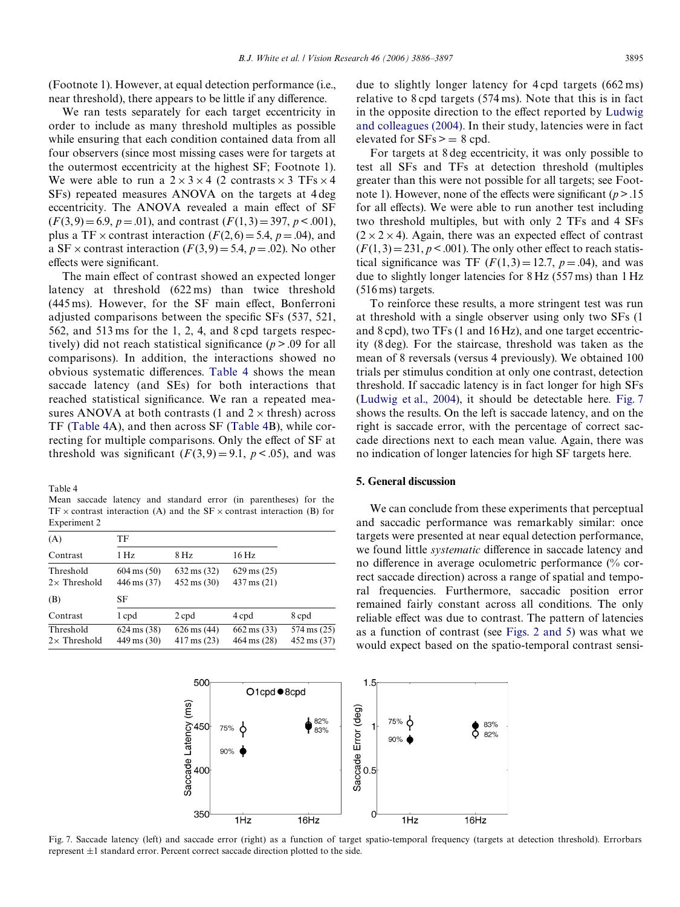(Footnote 1). However, at equal detection performance (i.e., near threshold), there appears to be little if any difference.

We ran tests separately for each target eccentricity in order to include as many threshold multiples as possible while ensuring that each condition contained data from all four observers (since most missing cases were for targets at the outermost eccentricity at the highest SF; Footnote 1). We were able to run a $2 \times 3 \times 4$ (2 contrasts $\times$ 3 TFs $\times$ 4 SFs) repeated measures ANOVA on the targets at 4 deg eccentricity. The ANOVA revealed a main effect of SF ($F(3,9) = 6.9$, $p = .01$), and contrast ($F(1,3) = 397$, $p < .001$), plus a TF $\times$ contrast interaction ($F(2,6) = 5.4$, $p = .04$), and a SF $\times$ contrast interaction ($F(3,9) = 5.4$, $p = .02$). No other effects were significant.

The main effect of contrast showed an expected longer latency at threshold (622 ms) than twice threshold (445 ms). However, for the SF main effect, Bonferroni adjusted comparisons between the specific SFs (537, 521, 562, and 513 ms for the 1, 2, 4, and 8 cpd targets respectively) did not reach statistical significance ($p > .09$ for all comparisons). In addition, the interactions showed no obvious systematic differences. Table 4 shows the mean saccade latency (and SEs) for both interactions that reached statistical significance. We ran a repeated measures ANOVA at both contrasts (1 and 2 $\times$ thresh) across TF (Table 4A), and then across SF (Table 4B), while correcting for multiple comparisons. Only the effect of SF at threshold was significant ($F(3,9) = 9.1$, $p < .05$), and was due to slightly longer latency for 4 cpd targets (662 ms) relative to 8 cpd targets (574 ms). Note that this is in fact in the opposite direction to the effect reported by Ludwig and colleagues (2004). In their study, latencies were in fact elevated for SFs >= 8 cpd.

For targets at 8 deg eccentricity, it was only possible to test all SFs and TFs at detection threshold (multiples greater than this were not possible for all targets; see Footnote 1). However, none of the effects were significant ($p > .15$ for all effects). We were able to run another test including two threshold multiples, but with only 2 TFs and 4 SFs ($2 \times 2 \times 4$). Again, there was an expected effect of contrast ($F(1,3) = 231$, $p < .001$). The only other effect to reach statistical significance was TF ($F(1,3) = 12.7$, $p = .04$), and was due to slightly longer latencies for 8 Hz (557 ms) than 1 Hz (516 ms) targets.

To reinforce these results, a more stringent test was run at threshold with a single observer using only two SFs (1 and 8 cpd), two TFs (1 and 16 Hz), and one target eccentricity (8 deg). For the staircase, threshold was taken as the mean of 8 reversals (versus 4 previously). We obtained 100 trials per stimulus condition at only one contrast, detection threshold. If saccadic latency is in fact longer for high SFs (Ludwig et al., 2004), it should be detectable here. Fig. 7 shows the results. On the left is saccade latency, and on the right is saccade error, with the percentage of correct saccade directions next to each mean value. Again, there was no indication of longer latencies for high SF targets here.

Table 4
Mean saccade latency and standard error (in parentheses) for the TF $\times$ contrast interaction (A) and the SF $\times$ contrast interaction (B) for Experiment 2

| (A) | TF | | | |
|---|---|---|---|---|
| Contrast | 1 Hz | 8 Hz | 16 Hz | |
| Threshold | 604 ms (50) | 632 ms (32) | 629 ms (25) | |
| 2× Threshold | 446 ms (37) | 452 ms (30) | 437 ms (21) | |
| **(B)** | **SF** | | | |
| Contrast | 1 cpd | 2 cpd | 4 cpd | 8 cpd |
| Threshold | 624 ms (38) | 626 ms (44) | 662 ms (33) | 574 ms (25) |
| 2× Threshold | 449 ms (30) | 417 ms (23) | 464 ms (28) | 452 ms (37) |

## 5. General discussion

We can conclude from these experiments that perceptual and saccadic performance was remarkably similar: once targets were presented at near equal detection performance, we found little *systematic* difference in saccade latency and no difference in average oculometric performance (% correct saccade direction) across a range of spatial and temporal frequencies. Furthermore, saccadic position error remained fairly constant across all conditions. The only reliable effect was due to contrast. The pattern of latencies as a function of contrast (see Figs. 2 and 5) was what we would expect based on the spatio-temporal contrast sensi-

Fig. 7. Saccade latency (left) and saccade error (right) as a function of target spatio-temporal frequency (targets at detection threshold). Errorbars represent ±1 standard error. Percent correct saccade direction plotted to the side.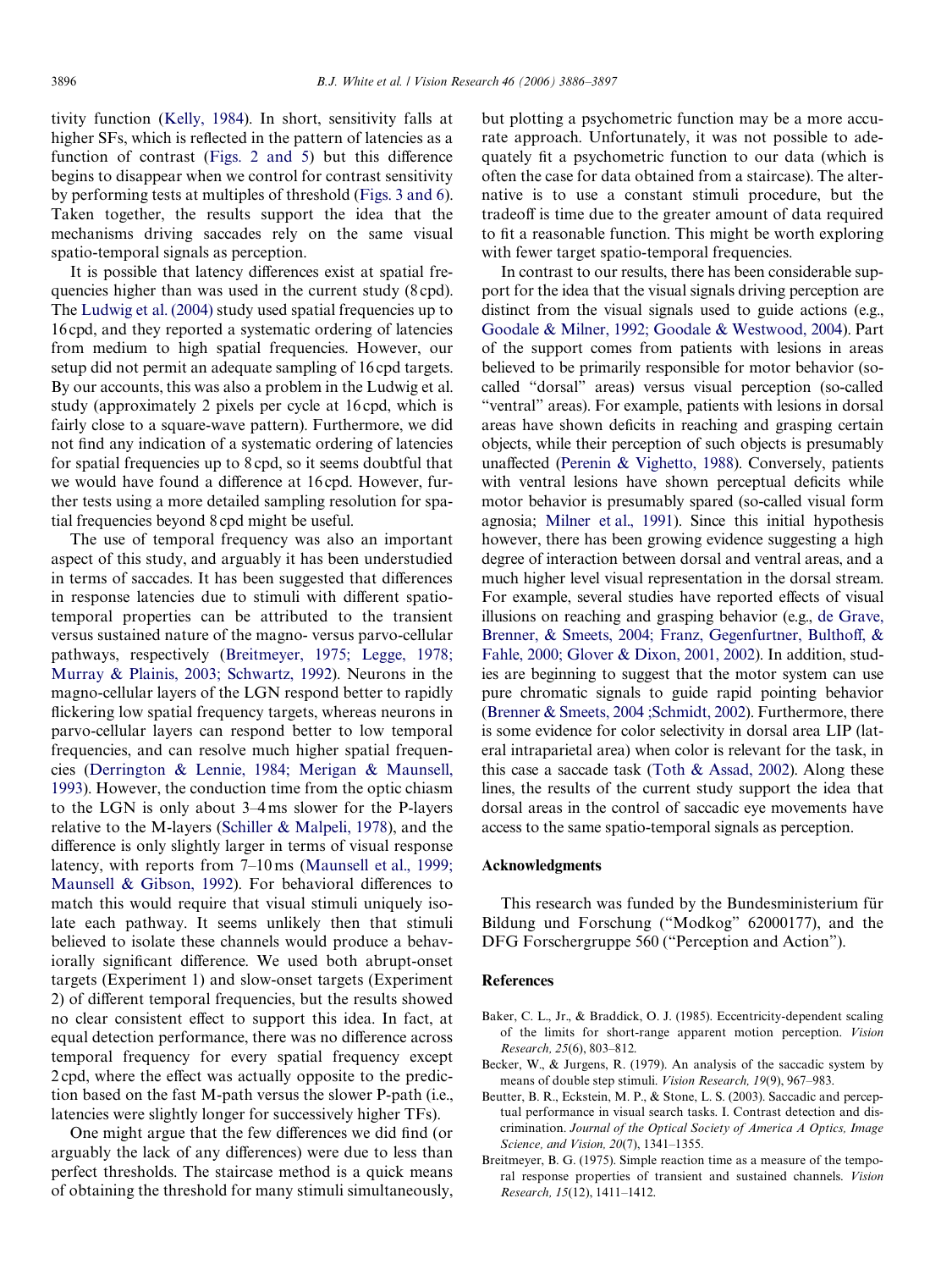tivity function (Kelly, 1984). In short, sensitivity falls at higher SFs, which is reflected in the pattern of latencies as a function of contrast (Figs. 2 and 5) but this difference begins to disappear when we control for contrast sensitivity by performing tests at multiples of threshold (Figs. 3 and 6). Taken together, the results support the idea that the mechanisms driving saccades rely on the same visual spatio-temporal signals as perception.

It is possible that latency differences exist at spatial frequencies higher than was used in the current study (8 cpd). The Ludwig et al. (2004) study used spatial frequencies up to 16 cpd, and they reported a systematic ordering of latencies from medium to high spatial frequencies. However, our setup did not permit an adequate sampling of 16 cpd targets. By our accounts, this was also a problem in the Ludwig et al. study (approximately 2 pixels per cycle at 16 cpd, which is fairly close to a square-wave pattern). Furthermore, we did not find any indication of a systematic ordering of latencies for spatial frequencies up to 8 cpd, so it seems doubtful that we would have found a difference at 16 cpd. However, further tests using a more detailed sampling resolution for spatial frequencies beyond 8 cpd might be useful.

The use of temporal frequency was also an important aspect of this study, and arguably it has been understudied in terms of saccades. It has been suggested that differences in response latencies due to stimuli with different spatio-temporal properties can be attributed to the transient versus sustained nature of the magno- versus parvo-cellular pathways, respectively (Breitmeyer, 1975; Legge, 1978; Murray & Plainis, 2003; Schwartz, 1992). Neurons in the magno-cellular layers of the LGN respond better to rapidly flickering low spatial frequency targets, whereas neurons in parvo-cellular layers can respond better to low temporal frequencies, and can resolve much higher spatial frequencies (Derrington & Lennie, 1984; Merigan & Maunsell, 1993). However, the conduction time from the optic chiasm to the LGN is only about 3–4 ms slower for the P-layers relative to the M-layers (Schiller & Malpeli, 1978), and the difference is only slightly larger in terms of visual response latency, with reports from 7–10 ms (Maunsell et al., 1999; Maunsell & Gibson, 1992). For behavioral differences to match this would require that visual stimuli uniquely isolate each pathway. It seems unlikely then that stimuli believed to isolate these channels would produce a behaviorally significant difference. We used both abrupt-onset targets (Experiment 1) and slow-onset targets (Experiment 2) of different temporal frequencies, but the results showed no clear consistent effect to support this idea. In fact, at equal detection performance, there was no difference across temporal frequency for every spatial frequency except 2 cpd, where the effect was actually opposite to the prediction based on the fast M-path versus the slower P-path (i.e., latencies were slightly longer for successively higher TFs).

One might argue that the few differences we did find (or arguably the lack of any differences) were due to less than perfect thresholds. The staircase method is a quick means of obtaining the threshold for many stimuli simultaneously, but plotting a psychometric function may be a more accurate approach. Unfortunately, it was not possible to adequately fit a psychometric function to our data (which is often the case for data obtained from a staircase). The alternative is to use a constant stimuli procedure, but the tradeoff is time due to the greater amount of data required to fit a reasonable function. This might be worth exploring with fewer target spatio-temporal frequencies.

In contrast to our results, there has been considerable support for the idea that the visual signals driving perception are distinct from the visual signals used to guide actions (e.g., Goodale & Milner, 1992; Goodale & Westwood, 2004). Part of the support comes from patients with lesions in areas believed to be primarily responsible for motor behavior (so-called "dorsal" areas) versus visual perception (so-called "ventral" areas). For example, patients with lesions in dorsal areas have shown deficits in reaching and grasping certain objects, while their perception of such objects is presumably unaffected (Perenin & Vighetto, 1988). Conversely, patients with ventral lesions have shown perceptual deficits while motor behavior is presumably spared (so-called visual form agnosia; Milner et al., 1991). Since this initial hypothesis however, there has been growing evidence suggesting a high degree of interaction between dorsal and ventral areas, and a much higher level visual representation in the dorsal stream. For example, several studies have reported effects of visual illusions on reaching and grasping behavior (e.g., de Grave, Brenner, & Smeets, 2004; Franz, Gegenfurtner, Bulthoff, & Fahle, 2000; Glover & Dixon, 2001, 2002). In addition, studies are beginning to suggest that the motor system can use pure chromatic signals to guide rapid pointing behavior (Brenner & Smeets, 2004 ;Schmidt, 2002). Furthermore, there is some evidence for color selectivity in dorsal area LIP (lateral intraparietal area) when color is relevant for the task, in this case a saccade task (Toth & Assad, 2002). Along these lines, the results of the current study support the idea that dorsal areas in the control of saccadic eye movements have access to the same spatio-temporal signals as perception.

## Acknowledgments

This research was funded by the Bundesministerium für Bildung und Forschung ("Modkog" 62000177), and the DFG Forschergruppe 560 ("Perception and Action").

## References

Baker, C. L., Jr., & Braddick, O. J. (1985). Eccentricity-dependent scaling of the limits for short-range apparent motion perception. *Vision Research, 25*(6), 803–812.

Becker, W., & Jurgens, R. (1979). An analysis of the saccadic system by means of double step stimuli. *Vision Research, 19*(9), 967–983.

Beutter, B. R., Eckstein, M. P., & Stone, L. S. (2003). Saccadic and perceptual performance in visual search tasks. I. Contrast detection and discrimination. *Journal of the Optical Society of America A Optics, Image Science, and Vision, 20*(7), 1341–1355.

Breitmeyer, B. G. (1975). Simple reaction time as a measure of the temporal response properties of transient and sustained channels. *Vision Research, 15*(12), 1411–1412.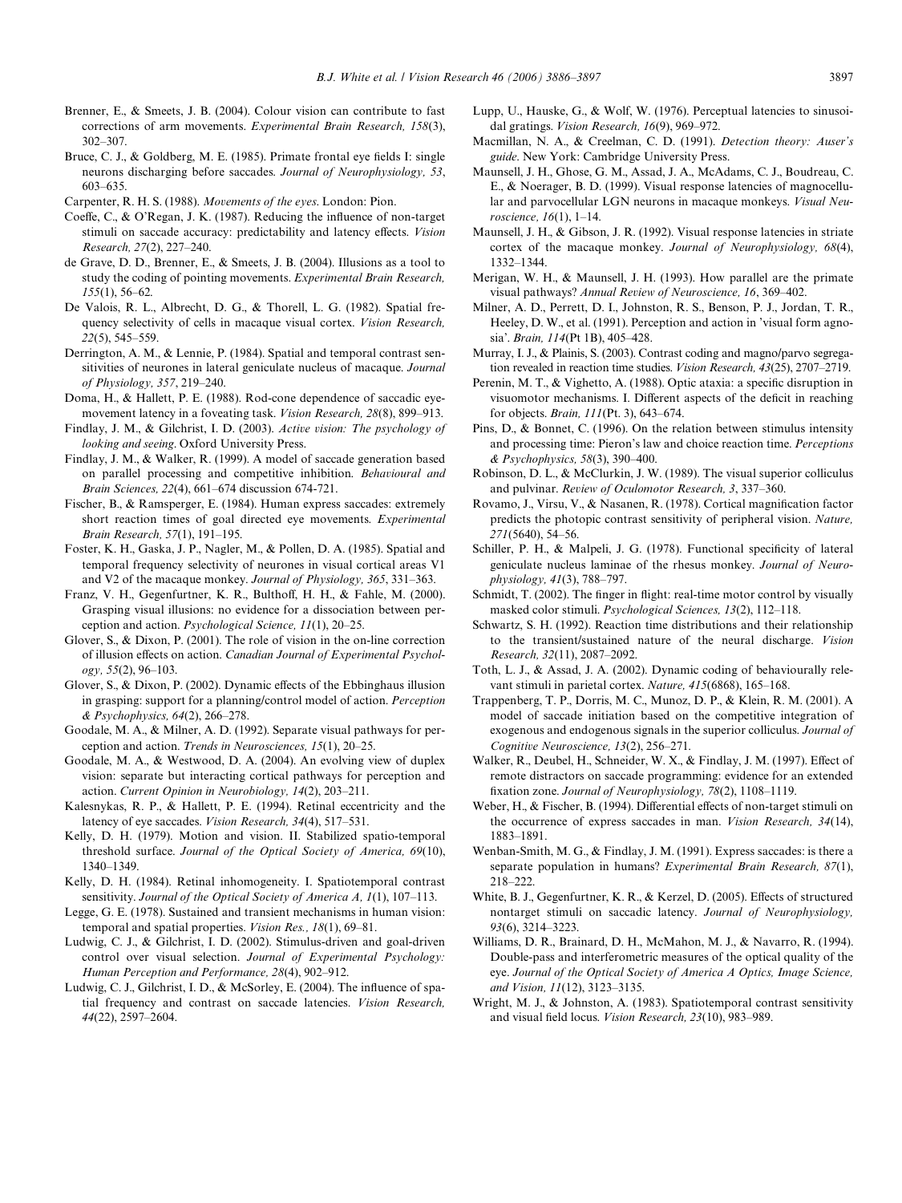Brenner, E., & Smeets, J. B. (2004). Colour vision can contribute to fast corrections of arm movements. *Experimental Brain Research, 158*(3), 302–307.

Bruce, C. J., & Goldberg, M. E. (1985). Primate frontal eye fields I: single neurons discharging before saccades. *Journal of Neurophysiology, 53*, 603–635.

Carpenter, R. H. S. (1988). *Movements of the eyes*. London: Pion.

Coeffe, C., & O'Regan, J. K. (1987). Reducing the influence of non-target stimuli on saccade accuracy: predictability and latency effects. *Vision Research, 27*(2), 227–240.

de Grave, D. D., Brenner, E., & Smeets, J. B. (2004). Illusions as a tool to study the coding of pointing movements. *Experimental Brain Research, 155*(1), 56–62.

De Valois, R. L., Albrecht, D. G., & Thorell, L. G. (1982). Spatial frequency selectivity of cells in macaque visual cortex. *Vision Research, 22*(5), 545–559.

Derrington, A. M., & Lennie, P. (1984). Spatial and temporal contrast sensitivities of neurones in lateral geniculate nucleus of macaque. *Journal of Physiology, 357*, 219–240.

Doma, H., & Hallett, P. E. (1988). Rod-cone dependence of saccadic eye-movement latency in a foveating task. *Vision Research, 28*(8), 899–913.

Findlay, J. M., & Gilchrist, I. D. (2003). *Active vision: The psychology of looking and seeing*. Oxford University Press.

Findlay, J. M., & Walker, R. (1999). A model of saccade generation based on parallel processing and competitive inhibition. *Behavioural and Brain Sciences, 22*(4), 661–674 discussion 674-721.

Fischer, B., & Ramsperger, E. (1984). Human express saccades: extremely short reaction times of goal directed eye movements. *Experimental Brain Research, 57*(1), 191–195.

Foster, K. H., Gaska, J. P., Nagler, M., & Pollen, D. A. (1985). Spatial and temporal frequency selectivity of neurones in visual cortical areas V1 and V2 of the macaque monkey. *Journal of Physiology, 365*, 331–363.

Franz, V. H., Gegenfurtner, K. R., Bulthoff, H. H., & Fahle, M. (2000). Grasping visual illusions: no evidence for a dissociation between perception and action. *Psychological Science, 11*(1), 20–25.

Glover, S., & Dixon, P. (2001). The role of vision in the on-line correction of illusion effects on action. *Canadian Journal of Experimental Psychology, 55*(2), 96–103.

Glover, S., & Dixon, P. (2002). Dynamic effects of the Ebbinghaus illusion in grasping: support for a planning/control model of action. *Perception & Psychophysics, 64*(2), 266–278.

Goodale, M. A., & Milner, A. D. (1992). Separate visual pathways for perception and action. *Trends in Neurosciences, 15*(1), 20–25.

Goodale, M. A., & Westwood, D. A. (2004). An evolving view of duplex vision: separate but interacting cortical pathways for perception and action. *Current Opinion in Neurobiology, 14*(2), 203–211.

Kalesnykas, R. P., & Hallett, P. E. (1994). Retinal eccentricity and the latency of eye saccades. *Vision Research, 34*(4), 517–531.

Kelly, D. H. (1979). Motion and vision. II. Stabilized spatio-temporal threshold surface. *Journal of the Optical Society of America, 69*(10), 1340–1349.

Kelly, D. H. (1984). Retinal inhomogeneity. I. Spatiotemporal contrast sensitivity. *Journal of the Optical Society of America A, 1*(1), 107–113.

Legge, G. E. (1978). Sustained and transient mechanisms in human vision: temporal and spatial properties. *Vision Res., 18*(1), 69–81.

Ludwig, C. J., & Gilchrist, I. D. (2002). Stimulus-driven and goal-driven control over visual selection. *Journal of Experimental Psychology: Human Perception and Performance, 28*(4), 902–912.

Ludwig, C. J., Gilchrist, I. D., & McSorley, E. (2004). The influence of spatial frequency and contrast on saccade latencies. *Vision Research, 44*(22), 2597–2604.

Lupp, U., Hauske, G., & Wolf, W. (1976). Perceptual latencies to sinusoidal gratings. *Vision Research, 16*(9), 969–972.

Macmillan, N. A., & Creelman, C. D. (1991). *Detection theory: Auser's guide*. New York: Cambridge University Press.

Maunsell, J. H., Ghose, G. M., Assad, J. A., McAdams, C. J., Boudreau, C. E., & Noerager, B. D. (1999). Visual response latencies of magnocellular and parvocellular LGN neurons in macaque monkeys. *Visual Neuroscience, 16*(1), 1–14.

Maunsell, J. H., & Gibson, J. R. (1992). Visual response latencies in striate cortex of the macaque monkey. *Journal of Neurophysiology, 68*(4), 1332–1344.

Merigan, W. H., & Maunsell, J. H. (1993). How parallel are the primate visual pathways? *Annual Review of Neuroscience, 16*, 369–402.

Milner, A. D., Perrett, D. I., Johnston, R. S., Benson, P. J., Jordan, T. R., Heeley, D. W., et al. (1991). Perception and action in 'visual form agnosia'. *Brain, 114*(Pt 1B), 405–428.

Murray, I. J., & Plainis, S. (2003). Contrast coding and magno/parvo segregation revealed in reaction time studies. *Vision Research, 43*(25), 2707–2719.

Perenin, M. T., & Vighetto, A. (1988). Optic ataxia: a specific disruption in visuomotor mechanisms. I. Different aspects of the deficit in reaching for objects. *Brain, 111*(Pt. 3), 643–674.

Pins, D., & Bonnet, C. (1996). On the relation between stimulus intensity and processing time: Pieron's law and choice reaction time. *Perceptions & Psychophysics, 58*(3), 390–400.

Robinson, D. L., & McClurkin, J. W. (1989). The visual superior colliculus and pulvinar. *Review of Oculomotor Research, 3*, 337–360.

Rovamo, J., Virsu, V., & Nasanen, R. (1978). Cortical magnification factor predicts the photopic contrast sensitivity of peripheral vision. *Nature, 271*(5640), 54–56.

Schiller, P. H., & Malpeli, J. G. (1978). Functional specificity of lateral geniculate nucleus laminae of the rhesus monkey. *Journal of Neurophysiology, 41*(3), 788–797.

Schmidt, T. (2002). The finger in flight: real-time motor control by visually masked color stimuli. *Psychological Sciences, 13*(2), 112–118.

Schwartz, S. H. (1992). Reaction time distributions and their relationship to the transient/sustained nature of the neural discharge. *Vision Research, 32*(11), 2087–2092.

Toth, L. J., & Assad, J. A. (2002). Dynamic coding of behaviourally relevant stimuli in parietal cortex. *Nature, 415*(6868), 165–168.

Trappenberg, T. P., Dorris, M. C., Munoz, D. P., & Klein, R. M. (2001). A model of saccade initiation based on the competitive integration of exogenous and endogenous signals in the superior colliculus. *Journal of Cognitive Neuroscience, 13*(2), 256–271.

Walker, R., Deubel, H., Schneider, W. X., & Findlay, J. M. (1997). Effect of remote distractors on saccade programming: evidence for an extended fixation zone. *Journal of Neurophysiology, 78*(2), 1108–1119.

Weber, H., & Fischer, B. (1994). Differential effects of non-target stimuli on the occurrence of express saccades in man. *Vision Research, 34*(14), 1883–1891.

Wenban-Smith, M. G., & Findlay, J. M. (1991). Express saccades: is there a separate population in humans? *Experimental Brain Research, 87*(1), 218–222.

White, B. J., Gegenfurtner, K. R., & Kerzel, D. (2005). Effects of structured nontarget stimuli on saccadic latency. *Journal of Neurophysiology, 93*(6), 3214–3223.

Williams, D. R., Brainard, D. H., McMahon, M. J., & Navarro, R. (1994). Double-pass and interferometric measures of the optical quality of the eye. *Journal of the Optical Society of America A Optics, Image Science, and Vision, 11*(12), 3123–3135.

Wright, M. J., & Johnston, A. (1983). Spatiotemporal contrast sensitivity and visual field locus. *Vision Research, 23*(10), 983–989.